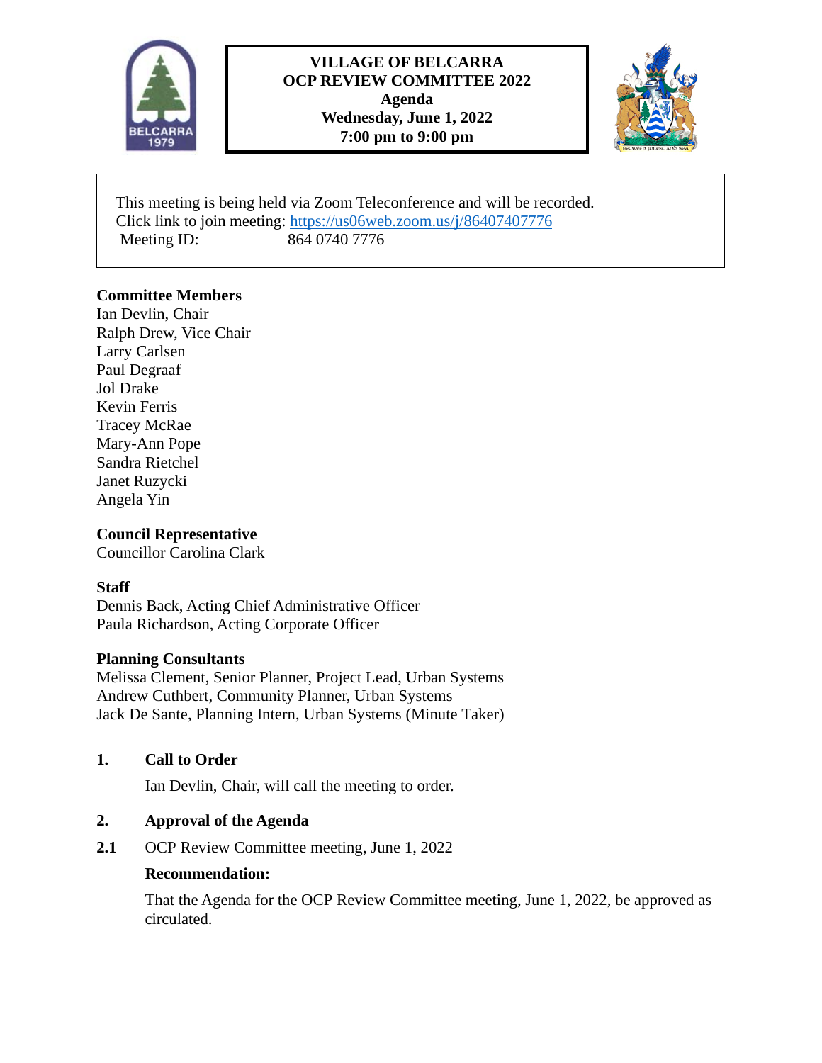# VILLAGE OF BELCARRA
## OCP REVIEW COMMITTEE 2022
## Agenda
### Wednesday, June 1, 2022
### 7:00 pm to 9:00 pm

This meeting is being held via Zoom Teleconference and will be recorded.
Click link to join meeting: https://us06web.zoom.us/j/86407407776
Meeting ID: 864 0740 7776

**Committee Members**
Ian Devlin, Chair
Ralph Drew, Vice Chair
Larry Carlsen
Paul Degraaf
Jol Drake
Kevin Ferris
Tracey McRae
Mary-Ann Pope
Sandra Rietchel
Janet Ruzycki
Angela Yin

**Council Representative**
Councillor Carolina Clark

**Staff**
Dennis Back, Acting Chief Administrative Officer
Paula Richardson, Acting Corporate Officer

**Planning Consultants**
Melissa Clement, Senior Planner, Project Lead, Urban Systems
Andrew Cuthbert, Community Planner, Urban Systems
Jack De Sante, Planning Intern, Urban Systems (Minute Taker)

## 1. Call to Order

Ian Devlin, Chair, will call the meeting to order.

## 2. Approval of the Agenda

**2.1** OCP Review Committee meeting, June 1, 2022

**Recommendation:**

That the Agenda for the OCP Review Committee meeting, June 1, 2022, be approved as circulated.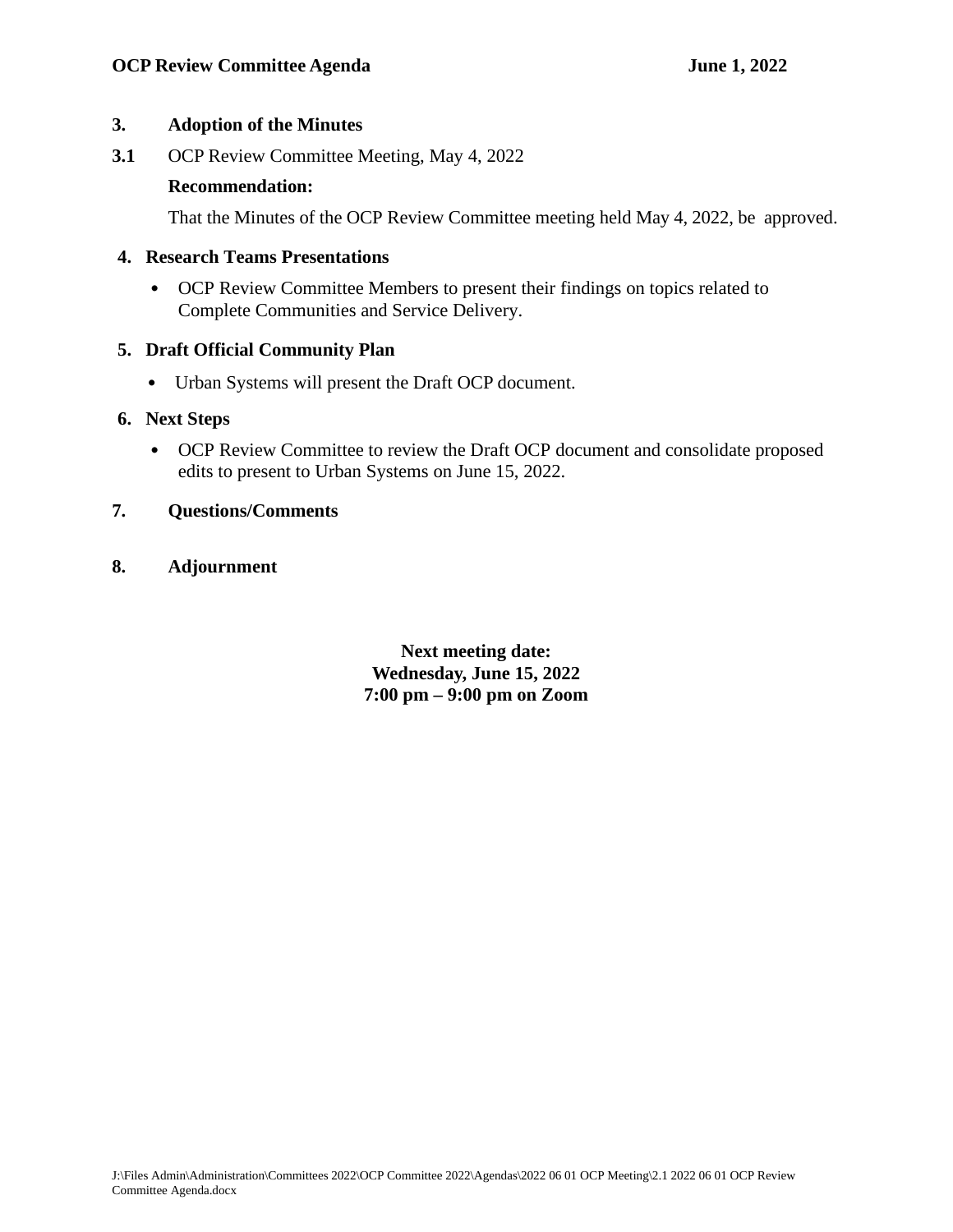## 3. Adoption of the Minutes

**3.1** OCP Review Committee Meeting, May 4, 2022

**Recommendation:**

That the Minutes of the OCP Review Committee meeting held May 4, 2022, be approved.

## 4. Research Teams Presentations

- OCP Review Committee Members to present their findings on topics related to Complete Communities and Service Delivery.

## 5. Draft Official Community Plan

- Urban Systems will present the Draft OCP document.

## 6. Next Steps

- OCP Review Committee to review the Draft OCP document and consolidate proposed edits to present to Urban Systems on June 15, 2022.

## 7. Questions/Comments

## 8. Adjournment

**Next meeting date:**
**Wednesday, June 15, 2022**
**7:00 pm – 9:00 pm on Zoom**

J:\Files Admin\Administration\Committees 2022\OCP Committee 2022\Agendas\2022 06 01 OCP Meeting\2.1 2022 06 01 OCP Review Committee Agenda.docx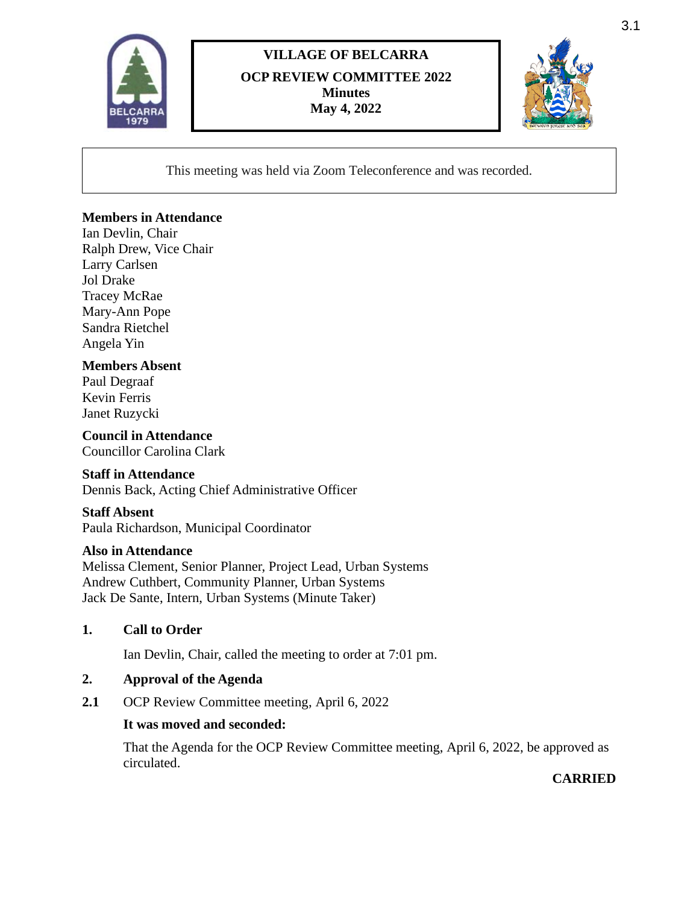# VILLAGE OF BELCARRA

## OCP REVIEW COMMITTEE 2022
**Minutes**
**May 4, 2022**

This meeting was held via Zoom Teleconference and was recorded.

**Members in Attendance**
Ian Devlin, Chair
Ralph Drew, Vice Chair
Larry Carlsen
Jol Drake
Tracey McRae
Mary-Ann Pope
Sandra Rietchel
Angela Yin

**Members Absent**
Paul Degraaf
Kevin Ferris
Janet Ruzycki

**Council in Attendance**
Councillor Carolina Clark

**Staff in Attendance**
Dennis Back, Acting Chief Administrative Officer

**Staff Absent**
Paula Richardson, Municipal Coordinator

**Also in Attendance**
Melissa Clement, Senior Planner, Project Lead, Urban Systems
Andrew Cuthbert, Community Planner, Urban Systems
Jack De Sante, Intern, Urban Systems (Minute Taker)

### 1. Call to Order

Ian Devlin, Chair, called the meeting to order at 7:01 pm.

### 2. Approval of the Agenda

**2.1** OCP Review Committee meeting, April 6, 2022

**It was moved and seconded:**

That the Agenda for the OCP Review Committee meeting, April 6, 2022, be approved as circulated.

**CARRIED**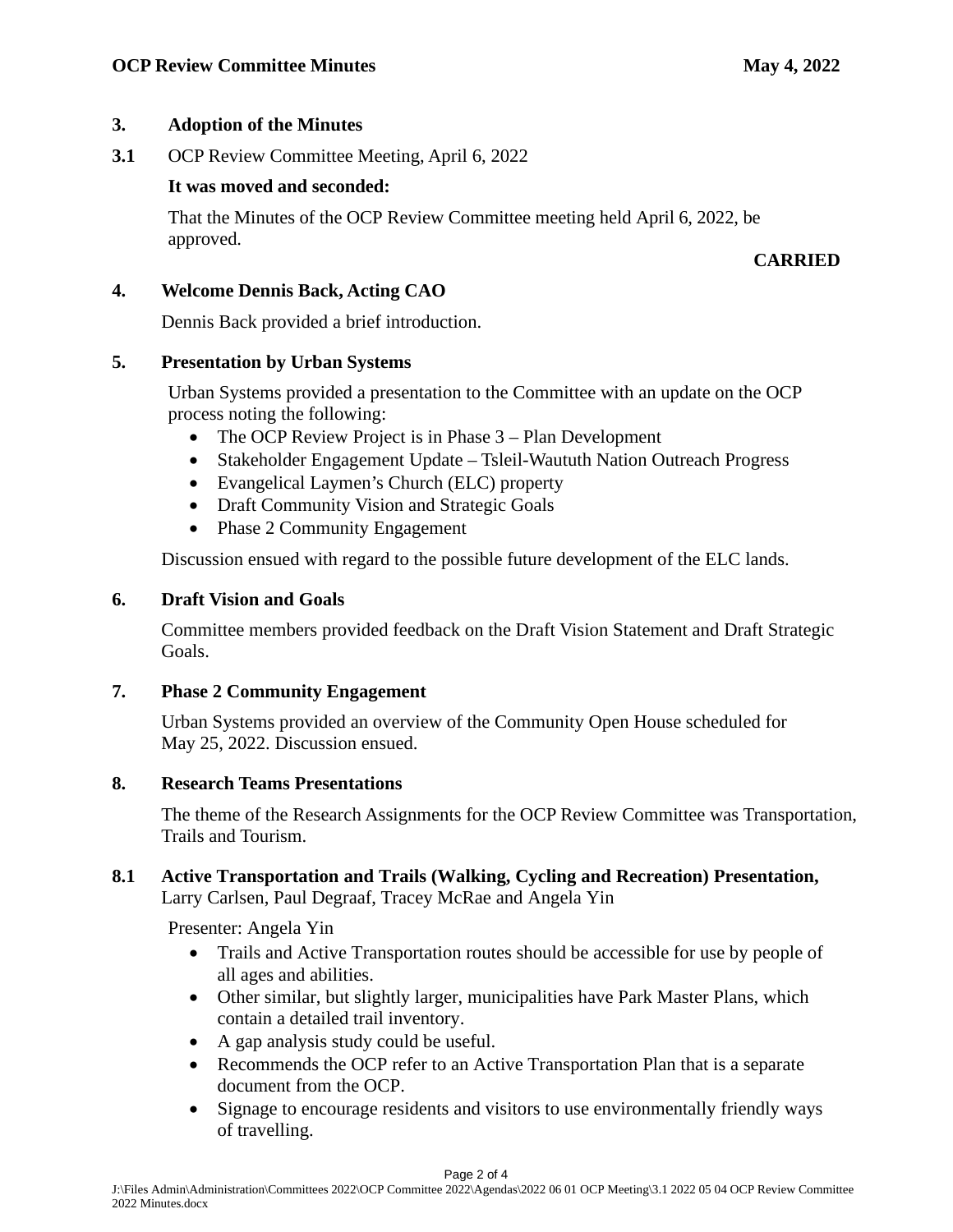## 3. Adoption of the Minutes

**3.1** OCP Review Committee Meeting, April 6, 2022

**It was moved and seconded:**

That the Minutes of the OCP Review Committee meeting held April 6, 2022, be approved.

**CARRIED**

## 4. Welcome Dennis Back, Acting CAO

Dennis Back provided a brief introduction.

## 5. Presentation by Urban Systems

Urban Systems provided a presentation to the Committee with an update on the OCP process noting the following:

- The OCP Review Project is in Phase 3 – Plan Development
- Stakeholder Engagement Update – Tsleil-Waututh Nation Outreach Progress
- Evangelical Laymen's Church (ELC) property
- Draft Community Vision and Strategic Goals
- Phase 2 Community Engagement

Discussion ensued with regard to the possible future development of the ELC lands.

## 6. Draft Vision and Goals

Committee members provided feedback on the Draft Vision Statement and Draft Strategic Goals.

## 7. Phase 2 Community Engagement

Urban Systems provided an overview of the Community Open House scheduled for May 25, 2022. Discussion ensued.

## 8. Research Teams Presentations

The theme of the Research Assignments for the OCP Review Committee was Transportation, Trails and Tourism.

**8.1 Active Transportation and Trails (Walking, Cycling and Recreation) Presentation,** Larry Carlsen, Paul Degraaf, Tracey McRae and Angela Yin

Presenter: Angela Yin

- Trails and Active Transportation routes should be accessible for use by people of all ages and abilities.
- Other similar, but slightly larger, municipalities have Park Master Plans, which contain a detailed trail inventory.
- A gap analysis study could be useful.
- Recommends the OCP refer to an Active Transportation Plan that is a separate document from the OCP.
- Signage to encourage residents and visitors to use environmentally friendly ways of travelling.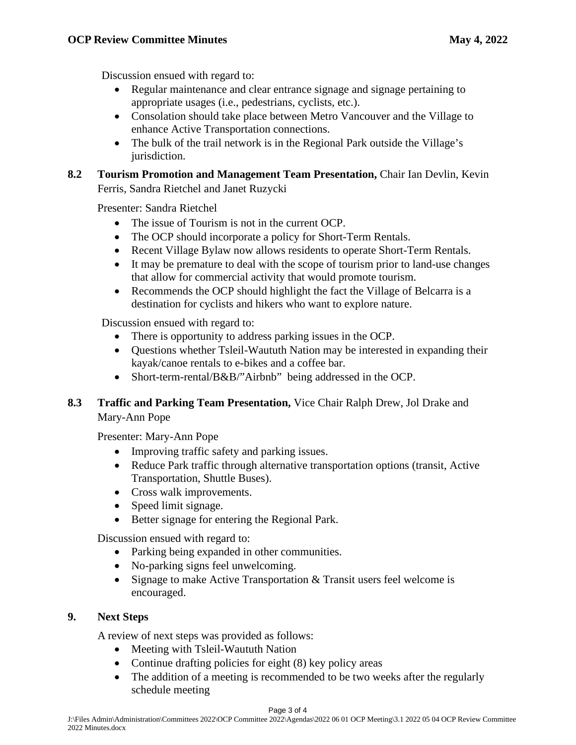Discussion ensued with regard to:

- Regular maintenance and clear entrance signage and signage pertaining to appropriate usages (i.e., pedestrians, cyclists, etc.).
- Consolation should take place between Metro Vancouver and the Village to enhance Active Transportation connections.
- The bulk of the trail network is in the Regional Park outside the Village's jurisdiction.

**8.2 Tourism Promotion and Management Team Presentation,** Chair Ian Devlin, Kevin Ferris, Sandra Rietchel and Janet Ruzycki

Presenter: Sandra Rietchel

- The issue of Tourism is not in the current OCP.
- The OCP should incorporate a policy for Short-Term Rentals.
- Recent Village Bylaw now allows residents to operate Short-Term Rentals.
- It may be premature to deal with the scope of tourism prior to land-use changes that allow for commercial activity that would promote tourism.
- Recommends the OCP should highlight the fact the Village of Belcarra is a destination for cyclists and hikers who want to explore nature.

Discussion ensued with regard to:

- There is opportunity to address parking issues in the OCP.
- Questions whether Tsleil-Waututh Nation may be interested in expanding their kayak/canoe rentals to e-bikes and a coffee bar.
- Short-term-rental/B&B/"Airbnb" being addressed in the OCP.

**8.3 Traffic and Parking Team Presentation,** Vice Chair Ralph Drew, Jol Drake and Mary-Ann Pope

Presenter: Mary-Ann Pope

- Improving traffic safety and parking issues.
- Reduce Park traffic through alternative transportation options (transit, Active Transportation, Shuttle Buses).
- Cross walk improvements.
- Speed limit signage.
- Better signage for entering the Regional Park.

Discussion ensued with regard to:

- Parking being expanded in other communities.
- No-parking signs feel unwelcoming.
- Signage to make Active Transportation & Transit users feel welcome is encouraged.

## 9. Next Steps

A review of next steps was provided as follows:

- Meeting with Tsleil-Waututh Nation
- Continue drafting policies for eight (8) key policy areas
- The addition of a meeting is recommended to be two weeks after the regularly schedule meeting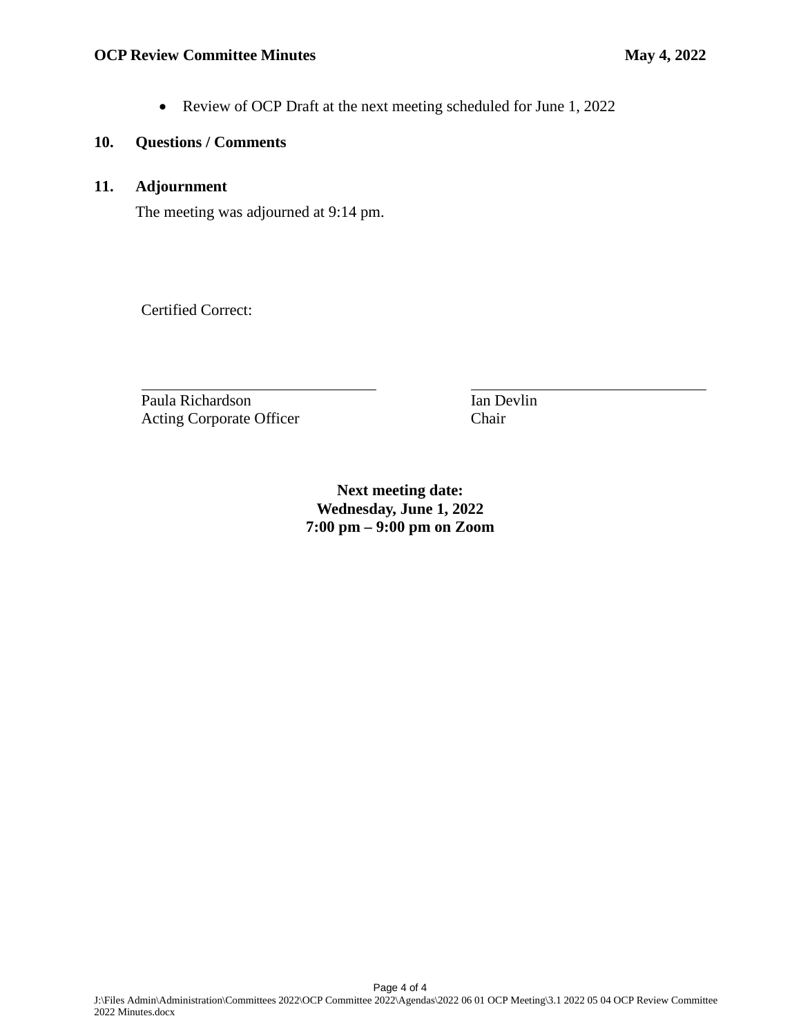- Review of OCP Draft at the next meeting scheduled for June 1, 2022

## 10. Questions / Comments

## 11. Adjournment

The meeting was adjourned at 9:14 pm.

Certified Correct:

| | |
|---|---|
| Paula Richardson | Ian Devlin |
| Acting Corporate Officer | Chair |

**Next meeting date:**
**Wednesday, June 1, 2022**
**7:00 pm – 9:00 pm on Zoom**

J:\Files Admin\Administration\Committees 2022\OCP Committee 2022\Agendas\2022 06 01 OCP Meeting\3.1 2022 05 04 OCP Review Committee 2022 Minutes.docx